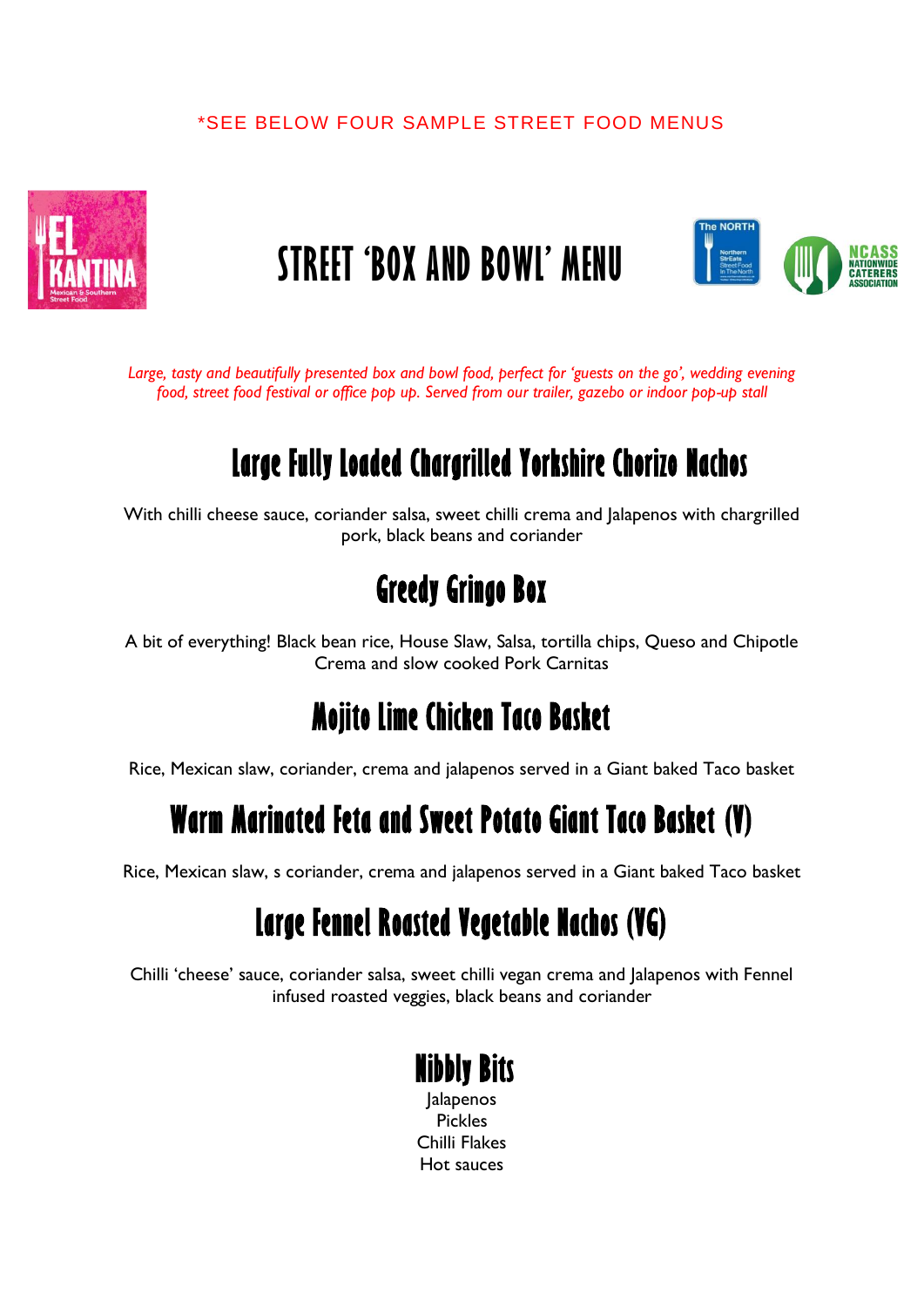*SEE BELOW FOUR SAMPLE STREET FOOD MENUS

# STREET 'BOX AND BOWL' MENU

*Large, tasty and beautifully presented box and bowl food, perfect for 'guests on the go', wedding evening food, street food festival or office pop up. Served from our trailer, gazebo or indoor pop-up stall*

## Large Fully Loaded Chargrilled Yorkshire Chorizo Nachos

With chilli cheese sauce, coriander salsa, sweet chilli crema and Jalapenos with chargrilled pork, black beans and coriander

## Greedy Gringo Box

A bit of everything! Black bean rice, House Slaw, Salsa, tortilla chips, Queso and Chipotle Crema and slow cooked Pork Carnitas

## Mojito Lime Chicken Taco Basket

Rice, Mexican slaw, coriander, crema and jalapenos served in a Giant baked Taco basket

## Warm Marinated Feta and Sweet Potato Giant Taco Basket (V)

Rice, Mexican slaw, s coriander, crema and jalapenos served in a Giant baked Taco basket

## Large Fennel Roasted Vegetable Nachos (VG)

Chilli 'cheese' sauce, coriander salsa, sweet chilli vegan crema and Jalapenos with Fennel infused roasted veggies, black beans and coriander

## Nibbly Bits

Jalapenos
Pickles
Chilli Flakes
Hot sauces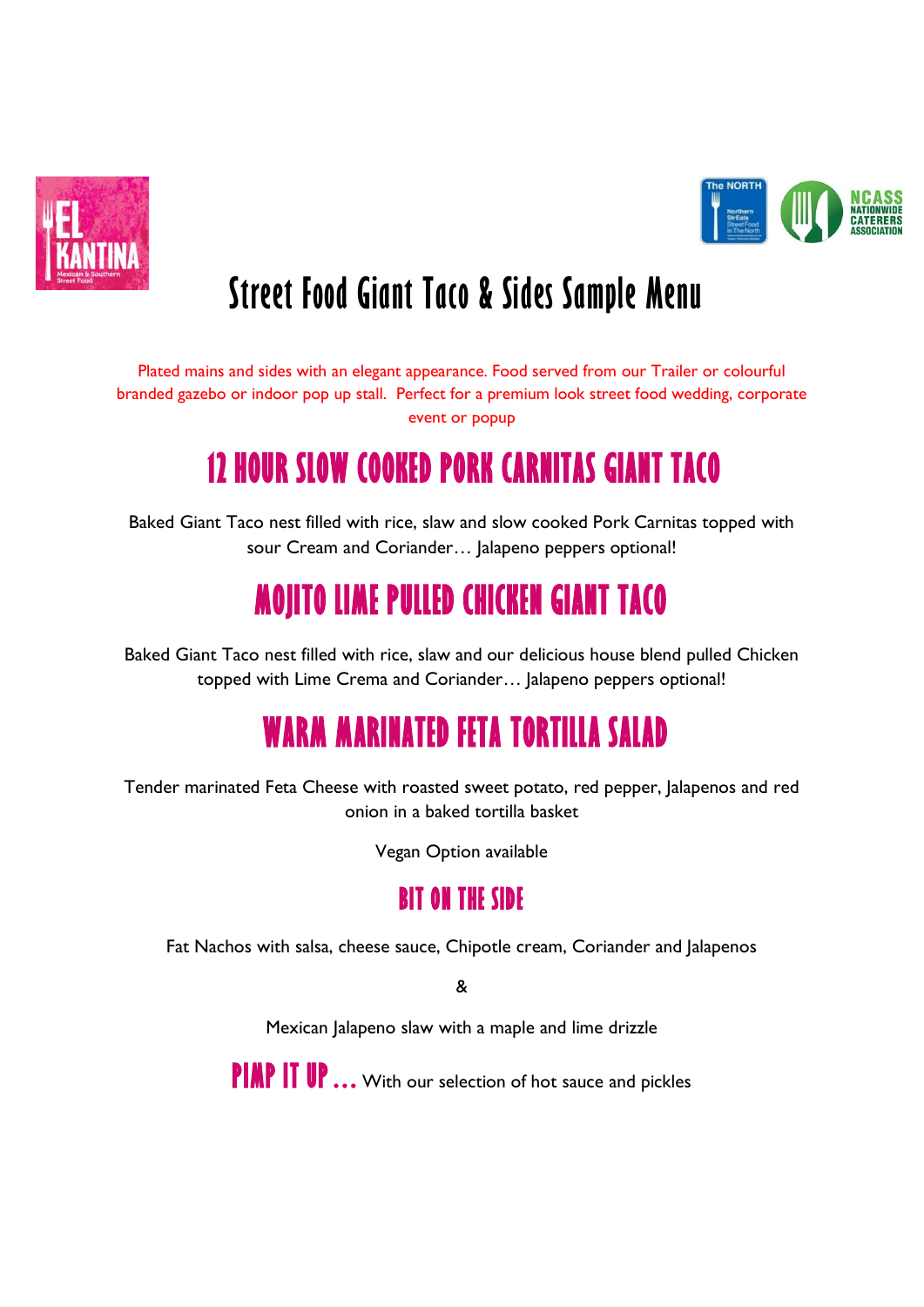# Street Food Giant Taco & Sides Sample Menu

Plated mains and sides with an elegant appearance. Food served from our Trailer or colourful branded gazebo or indoor pop up stall. Perfect for a premium look street food wedding, corporate event or popup

## 12 HOUR SLOW COOKED PORK CARNITAS GIANT TACO

Baked Giant Taco nest filled with rice, slaw and slow cooked Pork Carnitas topped with sour Cream and Coriander… Jalapeno peppers optional!

## MOJITO LIME PULLED CHICKEN GIANT TACO

Baked Giant Taco nest filled with rice, slaw and our delicious house blend pulled Chicken topped with Lime Crema and Coriander… Jalapeno peppers optional!

## WARM MARINATED FETA TORTILLA SALAD

Tender marinated Feta Cheese with roasted sweet potato, red pepper, Jalapenos and red onion in a baked tortilla basket

Vegan Option available

### BIT ON THE SIDE

Fat Nachos with salsa, cheese sauce, Chipotle cream, Coriander and Jalapenos

&

Mexican Jalapeno slaw with a maple and lime drizzle

**PIMP IT UP…** With our selection of hot sauce and pickles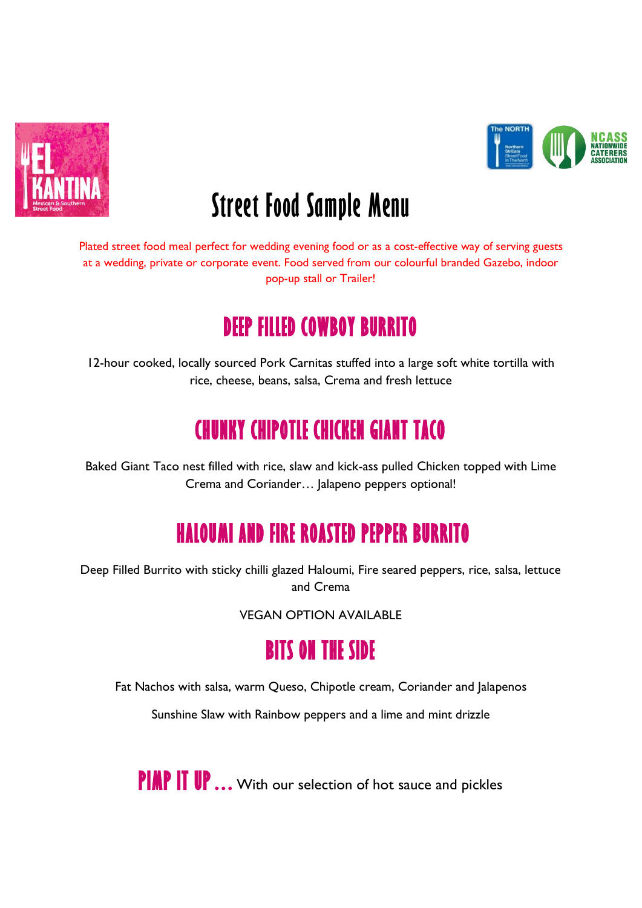# Street Food Sample Menu

Plated street food meal perfect for wedding evening food or as a cost-effective way of serving guests at a wedding, private or corporate event. Food served from our colourful branded Gazebo, indoor pop-up stall or Trailer!

## DEEP FILLED COWBOY BURRITO

12-hour cooked, locally sourced Pork Carnitas stuffed into a large soft white tortilla with rice, cheese, beans, salsa, Crema and fresh lettuce

## CHUNKY CHIPOTLE CHICKEN GIANT TACO

Baked Giant Taco nest filled with rice, slaw and kick-ass pulled Chicken topped with Lime Crema and Coriander… Jalapeno peppers optional!

## HALOUMI AND FIRE ROASTED PEPPER BURRITO

Deep Filled Burrito with sticky chilli glazed Haloumi, Fire seared peppers, rice, salsa, lettuce and Crema

VEGAN OPTION AVAILABLE

## BITS ON THE SIDE

Fat Nachos with salsa, warm Queso, Chipotle cream, Coriander and Jalapenos

Sunshine Slaw with Rainbow peppers and a lime and mint drizzle

**PIMP IT UP …** With our selection of hot sauce and pickles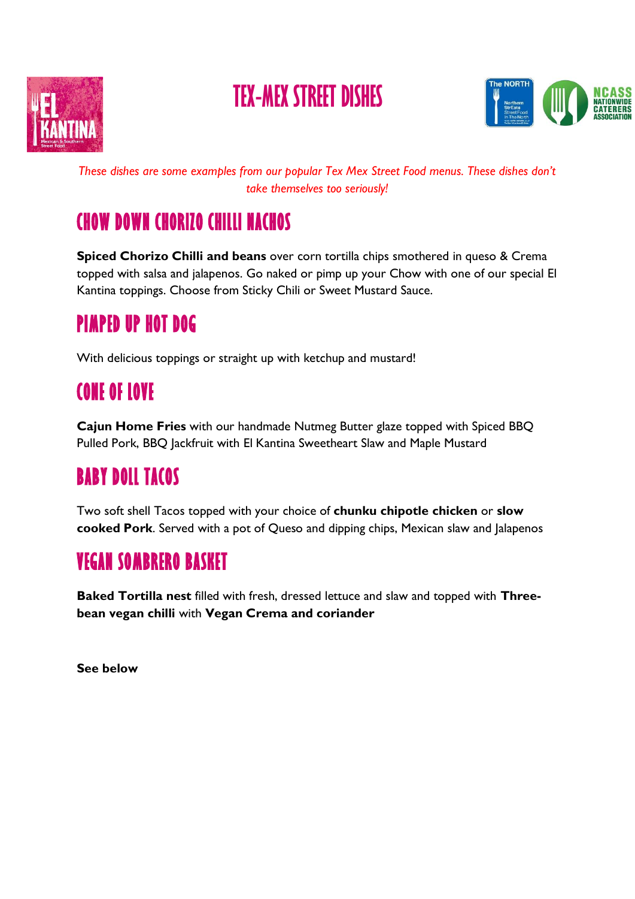# TEX-MEX STREET DISHES

*These dishes are some examples from our popular Tex Mex Street Food menus. These dishes don't take themselves too seriously!*

## CHOW DOWN CHORIZO CHILLI NACHOS

**Spiced Chorizo Chilli and beans** over corn tortilla chips smothered in queso & Crema topped with salsa and jalapenos. Go naked or pimp up your Chow with one of our special El Kantina toppings. Choose from Sticky Chili or Sweet Mustard Sauce.

## PIMPED UP HOT DOG

With delicious toppings or straight up with ketchup and mustard!

## CONE OF LOVE

**Cajun Home Fries** with our handmade Nutmeg Butter glaze topped with Spiced BBQ Pulled Pork, BBQ Jackfruit with El Kantina Sweetheart Slaw and Maple Mustard

## BABY DOLL TACOS

Two soft shell Tacos topped with your choice of **chunku chipotle chicken** or **slow cooked Pork**. Served with a pot of Queso and dipping chips, Mexican slaw and Jalapenos

## VEGAN SOMBRERO BASKET

**Baked Tortilla nest** filled with fresh, dressed lettuce and slaw and topped with **Three-bean vegan chilli** with **Vegan Crema and coriander**

**See below**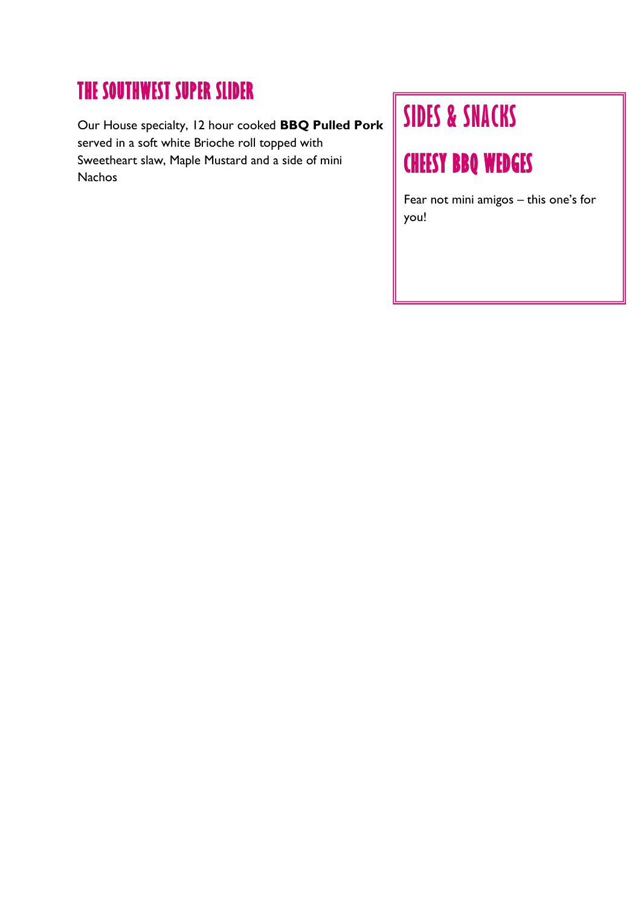## THE SOUTHWEST SUPER SLIDER

Our House specialty, 12 hour cooked **BBQ Pulled Pork** served in a soft white Brioche roll topped with Sweetheart slaw, Maple Mustard and a side of mini Nachos

# SIDES & SNACKS

## CHEESY BBQ WEDGES

Fear not mini amigos – this one's for you!